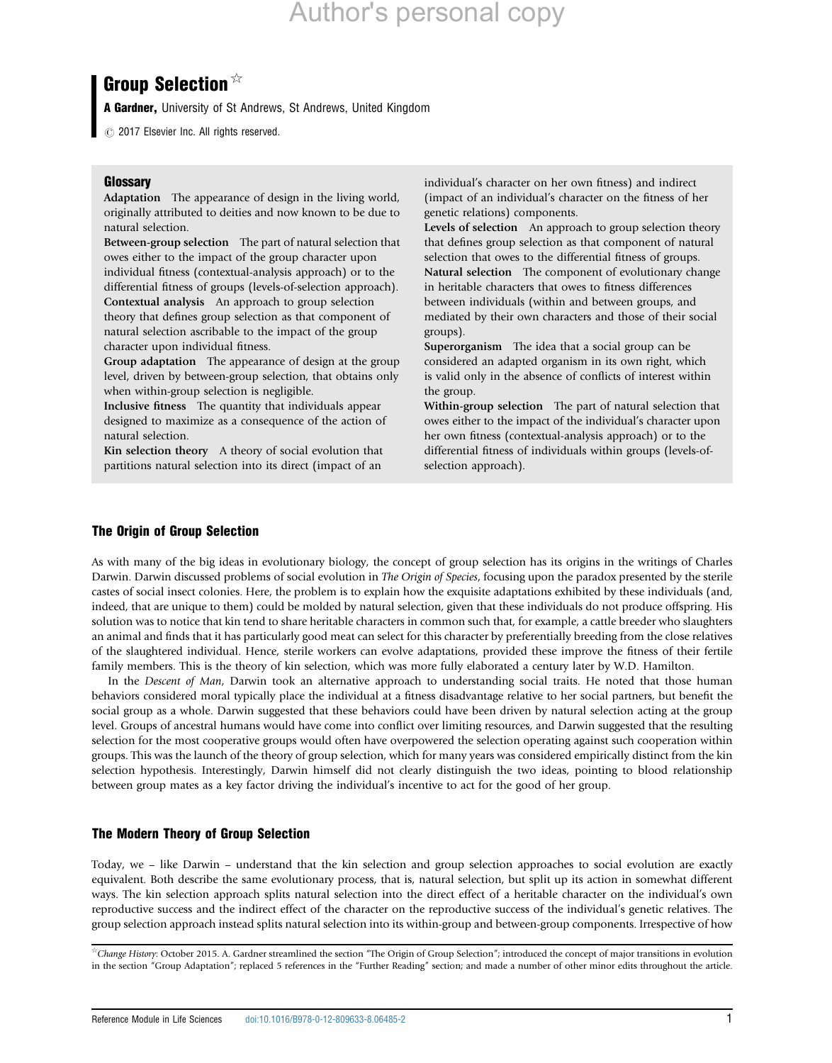# Group Selection ☆

**A Gardner,** University of St Andrews, St Andrews, United Kingdom

© 2017 Elsevier Inc. All rights reserved.

## Glossary

**Adaptation** The appearance of design in the living world, originally attributed to deities and now known to be due to natural selection.

**Between-group selection** The part of natural selection that owes either to the impact of the group character upon individual fitness (contextual-analysis approach) or to the differential fitness of groups (levels-of-selection approach).

**Contextual analysis** An approach to group selection theory that defines group selection as that component of natural selection ascribable to the impact of the group character upon individual fitness.

**Group adaptation** The appearance of design at the group level, driven by between-group selection, that obtains only when within-group selection is negligible.

**Inclusive fitness** The quantity that individuals appear designed to maximize as a consequence of the action of natural selection.

**Kin selection theory** A theory of social evolution that partitions natural selection into its direct (impact of an individual's character on her own fitness) and indirect (impact of an individual's character on the fitness of her genetic relations) components.

**Levels of selection** An approach to group selection theory that defines group selection as that component of natural selection that owes to the differential fitness of groups.

**Natural selection** The component of evolutionary change in heritable characters that owes to fitness differences between individuals (within and between groups, and mediated by their own characters and those of their social groups).

**Superorganism** The idea that a social group can be considered an adapted organism in its own right, which is valid only in the absence of conflicts of interest within the group.

**Within-group selection** The part of natural selection that owes either to the impact of the individual's character upon her own fitness (contextual-analysis approach) or to the differential fitness of individuals within groups (levels-of-selection approach).

## The Origin of Group Selection

As with many of the big ideas in evolutionary biology, the concept of group selection has its origins in the writings of Charles Darwin. Darwin discussed problems of social evolution in *The Origin of Species*, focusing upon the paradox presented by the sterile castes of social insect colonies. Here, the problem is to explain how the exquisite adaptations exhibited by these individuals (and, indeed, that are unique to them) could be molded by natural selection, given that these individuals do not produce offspring. His solution was to notice that kin tend to share heritable characters in common such that, for example, a cattle breeder who slaughters an animal and finds that it has particularly good meat can select for this character by preferentially breeding from the close relatives of the slaughtered individual. Hence, sterile workers can evolve adaptations, provided these improve the fitness of their fertile family members. This is the theory of kin selection, which was more fully elaborated a century later by W.D. Hamilton.

In the *Descent of Man*, Darwin took an alternative approach to understanding social traits. He noted that those human behaviors considered moral typically place the individual at a fitness disadvantage relative to her social partners, but benefit the social group as a whole. Darwin suggested that these behaviors could have been driven by natural selection acting at the group level. Groups of ancestral humans would have come into conflict over limiting resources, and Darwin suggested that the resulting selection for the most cooperative groups would often have overpowered the selection operating against such cooperation within groups. This was the launch of the theory of group selection, which for many years was considered empirically distinct from the kin selection hypothesis. Interestingly, Darwin himself did not clearly distinguish the two ideas, pointing to blood relationship between group mates as a key factor driving the individual's incentive to act for the good of her group.

## The Modern Theory of Group Selection

Today, we – like Darwin – understand that the kin selection and group selection approaches to social evolution are exactly equivalent. Both describe the same evolutionary process, that is, natural selection, but split up its action in somewhat different ways. The kin selection approach splits natural selection into the direct effect of a heritable character on the individual's own reproductive success and the indirect effect of the character on the reproductive success of the individual's genetic relatives. The group selection approach instead splits natural selection into its within-group and between-group components. Irrespective of how

☆*Change History*: October 2015. A. Gardner streamlined the section "The Origin of Group Selection"; introduced the concept of major transitions in evolution in the section "Group Adaptation"; replaced 5 references in the "Further Reading" section; and made a number of other minor edits throughout the article.

Reference Module in Life Sciences doi:10.1016/B978-0-12-809633-8.06485-2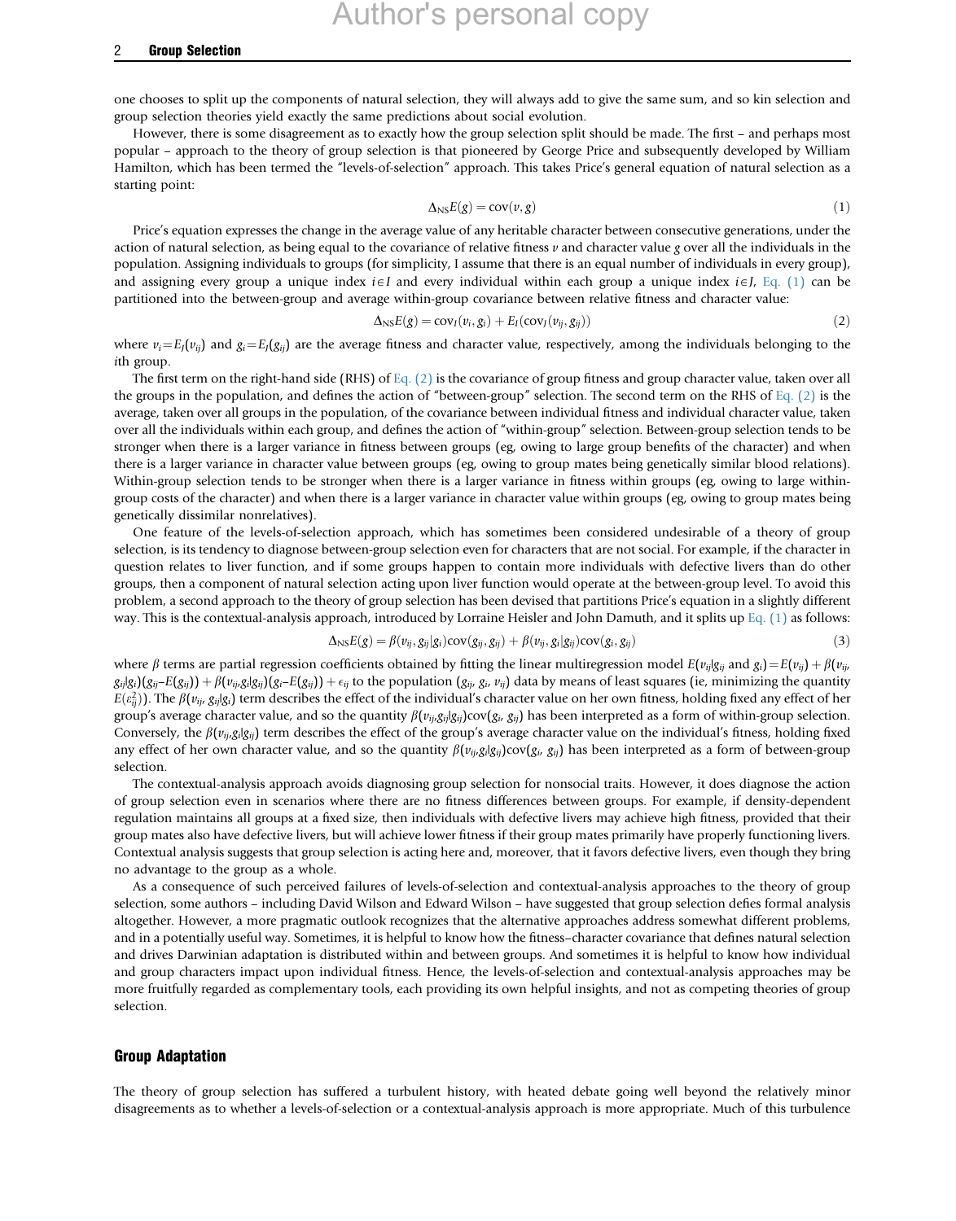one chooses to split up the components of natural selection, they will always add to give the same sum, and so kin selection and group selection theories yield exactly the same predictions about social evolution.

However, there is some disagreement as to exactly how the group selection split should be made. The first – and perhaps most popular – approach to the theory of group selection is that pioneered by George Price and subsequently developed by William Hamilton, which has been termed the "levels-of-selection" approach. This takes Price's general equation of natural selection as a starting point:

$$\Delta_{\mathrm{NS}}E(g) = \mathrm{cov}(v, g) \tag{1}$$

Price's equation expresses the change in the average value of any heritable character between consecutive generations, under the action of natural selection, as being equal to the covariance of relative fitness $v$ and character value $g$ over all the individuals in the population. Assigning individuals to groups (for simplicity, I assume that there is an equal number of individuals in every group), and assigning every group a unique index $i \in I$ and every individual within each group a unique index $i \in J$, Eq. (1) can be partitioned into the between-group and average within-group covariance between relative fitness and character value:

$$\Delta_{\mathrm{NS}}E(g) = \mathrm{cov}_I(v_i, g_i) + E_I(\mathrm{cov}_J(v_{ij}, g_{ij})) \tag{2}$$

where $v_i = E_J(v_{ij})$ and $g_i = E_J(g_{ij})$ are the average fitness and character value, respectively, among the individuals belonging to the $i$th group.

The first term on the right-hand side (RHS) of Eq. (2) is the covariance of group fitness and group character value, taken over all the groups in the population, and defines the action of "between-group" selection. The second term on the RHS of Eq. (2) is the average, taken over all groups in the population, of the covariance between individual fitness and individual character value, taken over all the individuals within each group, and defines the action of "within-group" selection. Between-group selection tends to be stronger when there is a larger variance in fitness between groups (eg, owing to large group benefits of the character) and when there is a larger variance in character value between groups (eg, owing to group mates being genetically similar blood relations). Within-group selection tends to be stronger when there is a larger variance in fitness within groups (eg, owing to large within-group costs of the character) and when there is a larger variance in character value within groups (eg, owing to group mates being genetically dissimilar nonrelatives).

One feature of the levels-of-selection approach, which has sometimes been considered undesirable of a theory of group selection, is its tendency to diagnose between-group selection even for characters that are not social. For example, if the character in question relates to liver function, and if some groups happen to contain more individuals with defective livers than do other groups, then a component of natural selection acting upon liver function would operate at the between-group level. To avoid this problem, a second approach to the theory of group selection has been devised that partitions Price's equation in a slightly different way. This is the contextual-analysis approach, introduced by Lorraine Heisler and John Damuth, and it splits up Eq. (1) as follows:

$$\Delta_{\mathrm{NS}}E(g) = \beta(v_{ij}, g_{ij}|g_i)\mathrm{cov}(g_{ij}, g_{ij}) + \beta(v_{ij}, g_i|g_{ij})\mathrm{cov}(g_i, g_{ij}) \tag{3}$$

where $\beta$ terms are partial regression coefficients obtained by fitting the linear multiregression model $E(v_{ij}|g_{ij} \text{ and } g_i) = E(v_{ij}) + \beta(v_{ij}, g_{ij}|g_i)(g_{ij} - E(g_{ij})) + \beta(v_{ij}, g_i|g_{ij})(g_i - E(g_{ij})) + \epsilon_{ij}$ to the population $(g_{ij}, g_i, v_{ij})$ data by means of least squares (ie, minimizing the quantity $E(\epsilon_{ij}^2)$). The $\beta(v_{ij}, g_{ij}|g_i)$ term describes the effect of the individual's character value on her own fitness, holding fixed any effect of her group's average character value, and so the quantity $\beta(v_{ij}, g_{ij}|g_i)\mathrm{cov}(g_{ij}, g_{ij})$ has been interpreted as a form of within-group selection. Conversely, the $\beta(v_{ij}, g_i|g_{ij})$ term describes the effect of the group's average character value on the individual's fitness, holding fixed any effect of her own character value, and so the quantity $\beta(v_{ij}, g_i|g_{ij})\mathrm{cov}(g_i, g_{ij})$ has been interpreted as a form of between-group selection.

The contextual-analysis approach avoids diagnosing group selection for nonsocial traits. However, it does diagnose the action of group selection even in scenarios where there are no fitness differences between groups. For example, if density-dependent regulation maintains all groups at a fixed size, then individuals with defective livers may achieve high fitness, provided that their group mates also have defective livers, but will achieve lower fitness if their group mates primarily have properly functioning livers. Contextual analysis suggests that group selection is acting here and, moreover, that it favors defective livers, even though they bring no advantage to the group as a whole.

As a consequence of such perceived failures of levels-of-selection and contextual-analysis approaches to the theory of group selection, some authors – including David Wilson and Edward Wilson – have suggested that group selection defies formal analysis altogether. However, a more pragmatic outlook recognizes that the alternative approaches address somewhat different problems, and in a potentially useful way. Sometimes, it is helpful to know how the fitness–character covariance that defines natural selection and drives Darwinian adaptation is distributed within and between groups. And sometimes it is helpful to know how individual and group characters impact upon individual fitness. Hence, the levels-of-selection and contextual-analysis approaches may be more fruitfully regarded as complementary tools, each providing its own helpful insights, and not as competing theories of group selection.

## Group Adaptation

The theory of group selection has suffered a turbulent history, with heated debate going well beyond the relatively minor disagreements as to whether a levels-of-selection or a contextual-analysis approach is more appropriate. Much of this turbulence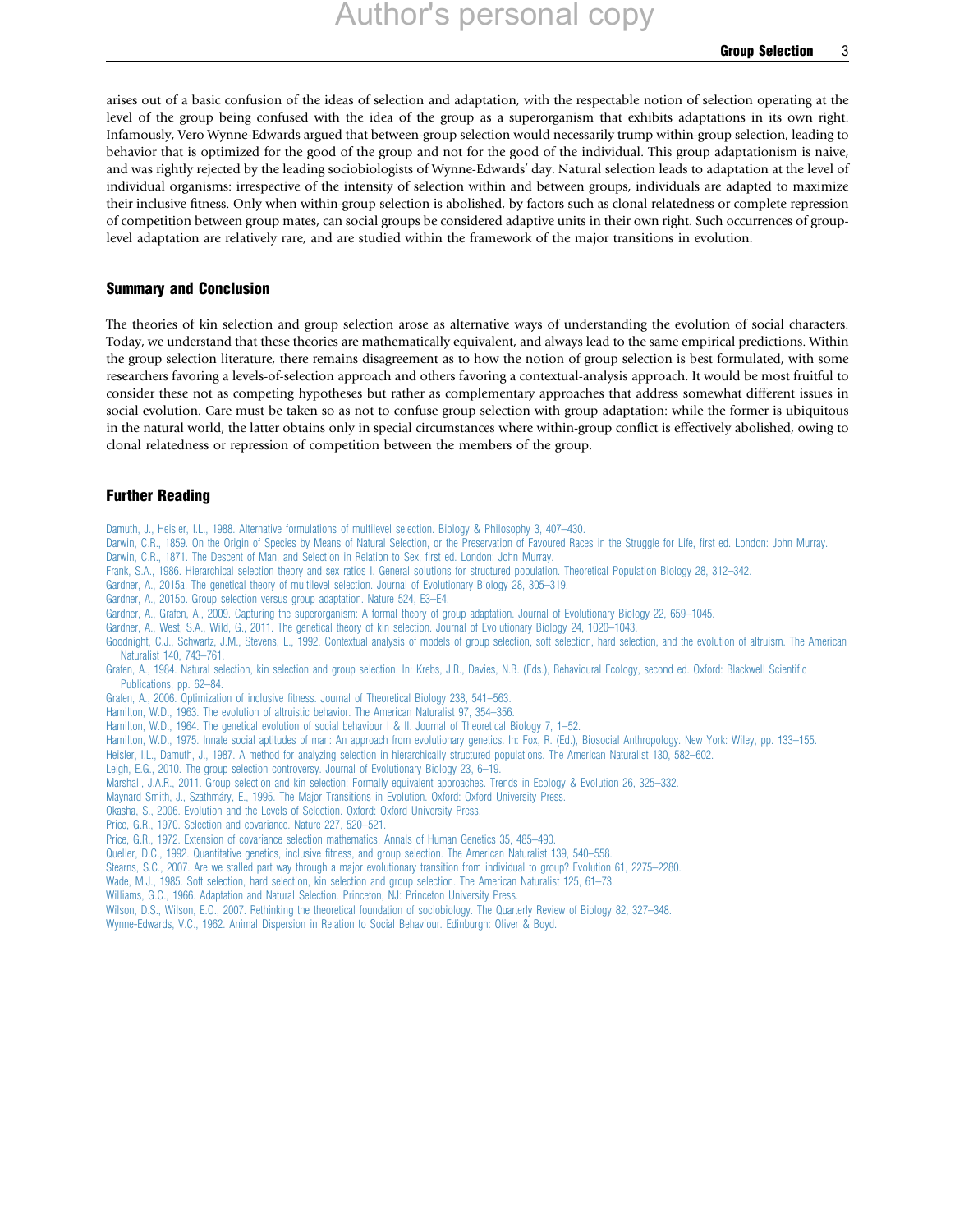arises out of a basic confusion of the ideas of selection and adaptation, with the respectable notion of selection operating at the level of the group being confused with the idea of the group as a superorganism that exhibits adaptations in its own right. Infamously, Vero Wynne-Edwards argued that between-group selection would necessarily trump within-group selection, leading to behavior that is optimized for the good of the group and not for the good of the individual. This group adaptationism is naive, and was rightly rejected by the leading sociobiologists of Wynne-Edwards' day. Natural selection leads to adaptation at the level of individual organisms: irrespective of the intensity of selection within and between groups, individuals are adapted to maximize their inclusive fitness. Only when within-group selection is abolished, by factors such as clonal relatedness or complete repression of competition between group mates, can social groups be considered adaptive units in their own right. Such occurrences of group-level adaptation are relatively rare, and are studied within the framework of the major transitions in evolution.

## Summary and Conclusion

The theories of kin selection and group selection arose as alternative ways of understanding the evolution of social characters. Today, we understand that these theories are mathematically equivalent, and always lead to the same empirical predictions. Within the group selection literature, there remains disagreement as to how the notion of group selection is best formulated, with some researchers favoring a levels-of-selection approach and others favoring a contextual-analysis approach. It would be most fruitful to consider these not as competing hypotheses but rather as complementary approaches that address somewhat different issues in social evolution. Care must be taken so as not to confuse group selection with group adaptation: while the former is ubiquitous in the natural world, the latter obtains only in special circumstances where within-group conflict is effectively abolished, owing to clonal relatedness or repression of competition between the members of the group.

## Further Reading

Damuth, J., Heisler, I.L., 1988. Alternative formulations of multilevel selection. Biology & Philosophy 3, 407–430.
Darwin, C.R., 1859. On the Origin of Species by Means of Natural Selection, or the Preservation of Favoured Races in the Struggle for Life, first ed. London: John Murray.
Darwin, C.R., 1871. The Descent of Man, and Selection in Relation to Sex, first ed. London: John Murray.
Frank, S.A., 1986. Hierarchical selection theory and sex ratios I. General solutions for structured population. Theoretical Population Biology 28, 312–342.
Gardner, A., 2015a. The genetical theory of multilevel selection. Journal of Evolutionary Biology 28, 305–319.
Gardner, A., 2015b. Group selection versus group adaptation. Nature 524, E3–E4.
Gardner, A., Grafen, A., 2009. Capturing the superorganism: A formal theory of group adaptation. Journal of Evolutionary Biology 22, 659–1045.
Gardner, A., West, S.A., Wild, G., 2011. The genetical theory of kin selection. Journal of Evolutionary Biology 24, 1020–1043.
Goodnight, C.J., Schwartz, J.M., Stevens, L., 1992. Contextual analysis of models of group selection, soft selection, hard selection, and the evolution of altruism. The American Naturalist 140, 743–761.
Grafen, A., 1984. Natural selection, kin selection and group selection. In: Krebs, J.R., Davies, N.B. (Eds.), Behavioural Ecology, second ed. Oxford: Blackwell Scientific Publications, pp. 62–84.
Grafen, A., 2006. Optimization of inclusive fitness. Journal of Theoretical Biology 238, 541–563.
Hamilton, W.D., 1963. The evolution of altruistic behavior. The American Naturalist 97, 354–356.
Hamilton, W.D., 1964. The genetical evolution of social behaviour I & II. Journal of Theoretical Biology 7, 1–52.
Hamilton, W.D., 1975. Innate social aptitudes of man: An approach from evolutionary genetics. In: Fox, R. (Ed.), Biosocial Anthropology. New York: Wiley, pp. 133–155.
Heisler, I.L., Damuth, J., 1987. A method for analyzing selection in hierarchically structured populations. The American Naturalist 130, 582–602.
Leigh, E.G., 2010. The group selection controversy. Journal of Evolutionary Biology 23, 6–19.
Marshall, J.A.R., 2011. Group selection and kin selection: Formally equivalent approaches. Trends in Ecology & Evolution 26, 325–332.
Maynard Smith, J., Szathmáry, E., 1995. The Major Transitions in Evolution. Oxford: Oxford University Press.
Okasha, S., 2006. Evolution and the Levels of Selection. Oxford: Oxford University Press.
Price, G.R., 1970. Selection and covariance. Nature 227, 520–521.
Price, G.R., 1972. Extension of covariance selection mathematics. Annals of Human Genetics 35, 485–490.
Queller, D.C., 1992. Quantitative genetics, inclusive fitness, and group selection. The American Naturalist 139, 540–558.
Stearns, S.C., 2007. Are we stalled part way through a major evolutionary transition from individual to group? Evolution 61, 2275–2280.
Wade, M.J., 1985. Soft selection, hard selection, kin selection and group selection. The American Naturalist 125, 61–73.
Williams, G.C., 1966. Adaptation and Natural Selection. Princeton, NJ: Princeton University Press.
Wilson, D.S., Wilson, E.O., 2007. Rethinking the theoretical foundation of sociobiology. The Quarterly Review of Biology 82, 327–348.
Wynne-Edwards, V.C., 1962. Animal Dispersion in Relation to Social Behaviour. Edinburgh: Oliver & Boyd.